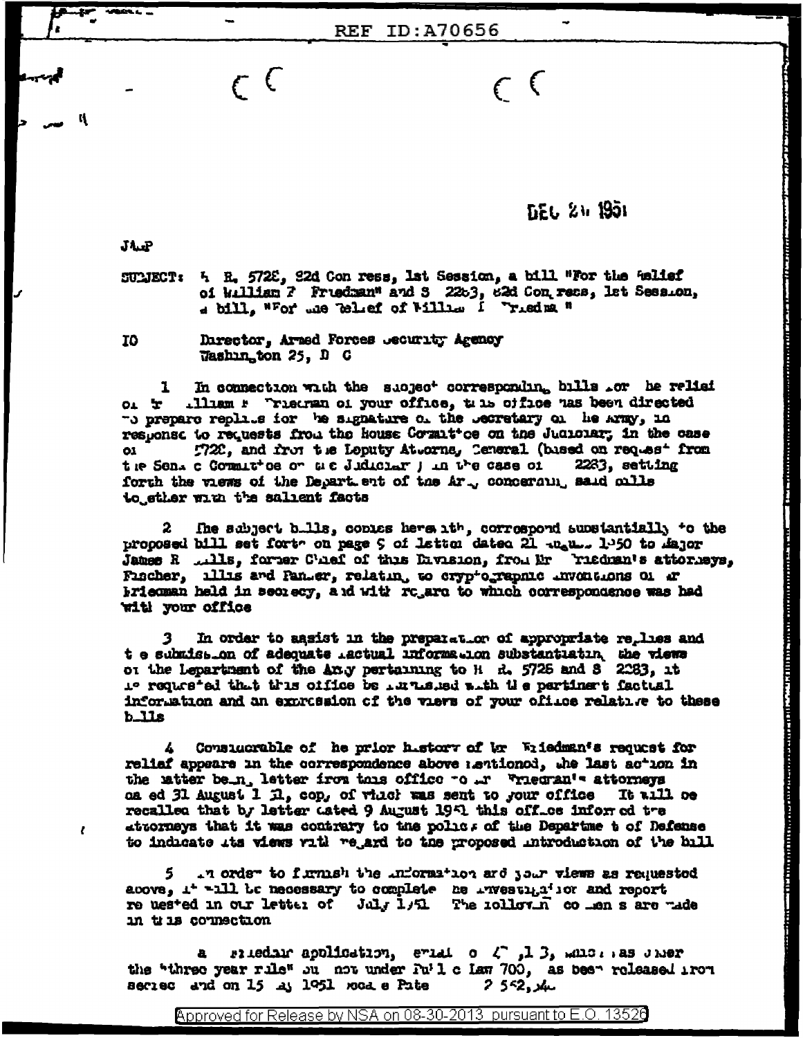DEC 21 1951

JAP

SUBJECT: H. R. 5726, 82d Congress, 1st Session, a bill "For the relief of William F. Friedman" and S. 2283, 82d Congress, 1st Session, a bill, "For the relief of William F. Friedman"

TO Director, Armed Forces Security Agency
Washington 25, D. C.

1. In connection with the subject corresponding bills for the relief of Mr. William F. Friedman of your office, this office has been directed to prepare replies for the signature of the Secretary of the Army, in response to requests from the House Committee on the Judiciary in the case of 5726, and from the Deputy Attorney General (based on request from the Senate Committee on the Judiciary) in the case of 2283, setting forth the views of the Department of the Army concerning said bills together with the salient facts.

2. The subject bills, copies herewith, correspond substantially to the proposed bill set forth on page 9 of letter dated 21 August 1950 to Major James R. Mills, former Chief of this Division, from Mr. Friedman's attorneys, Fischer, Willis and Panzer, relating to cryptographic inventions of Mr. Friedman held in secrecy, and with regard to which correspondence was had with your office.

3. In order to assist in the preparation of appropriate replies and the submission of adequate factual information substantiating the views of the Department of the Army pertaining to H. R. 5726 and S. 2283, it is requested that this office be furnished with the pertinent factual information and an expression of the views of your office relative to these bills.

4. Considerable of the prior history of Mr. Friedman's request for relief appears in the correspondence above mentioned, the last action in the matter being letter from this office to Mr. Friedman's attorneys dated 31 August 1951, copy of which was sent to your office. It will be recalled that by letter dated 9 August 1951 this office informed the attorneys that it was contrary to the policy of the Department of Defense to indicate its views with regard to the proposed introduction of the bill.

5. In order to furnish the information and your views as requested above, it will be necessary to complete the investigation and report requested in our letter of July 1951. The following comments are made in this connection:

a. Friedman application, serial o 4 ,1 3, which was under the "three year rule" but not under Public Law 700, has been released from secrecy and on 15 May 1951 issued Patent 2 552,34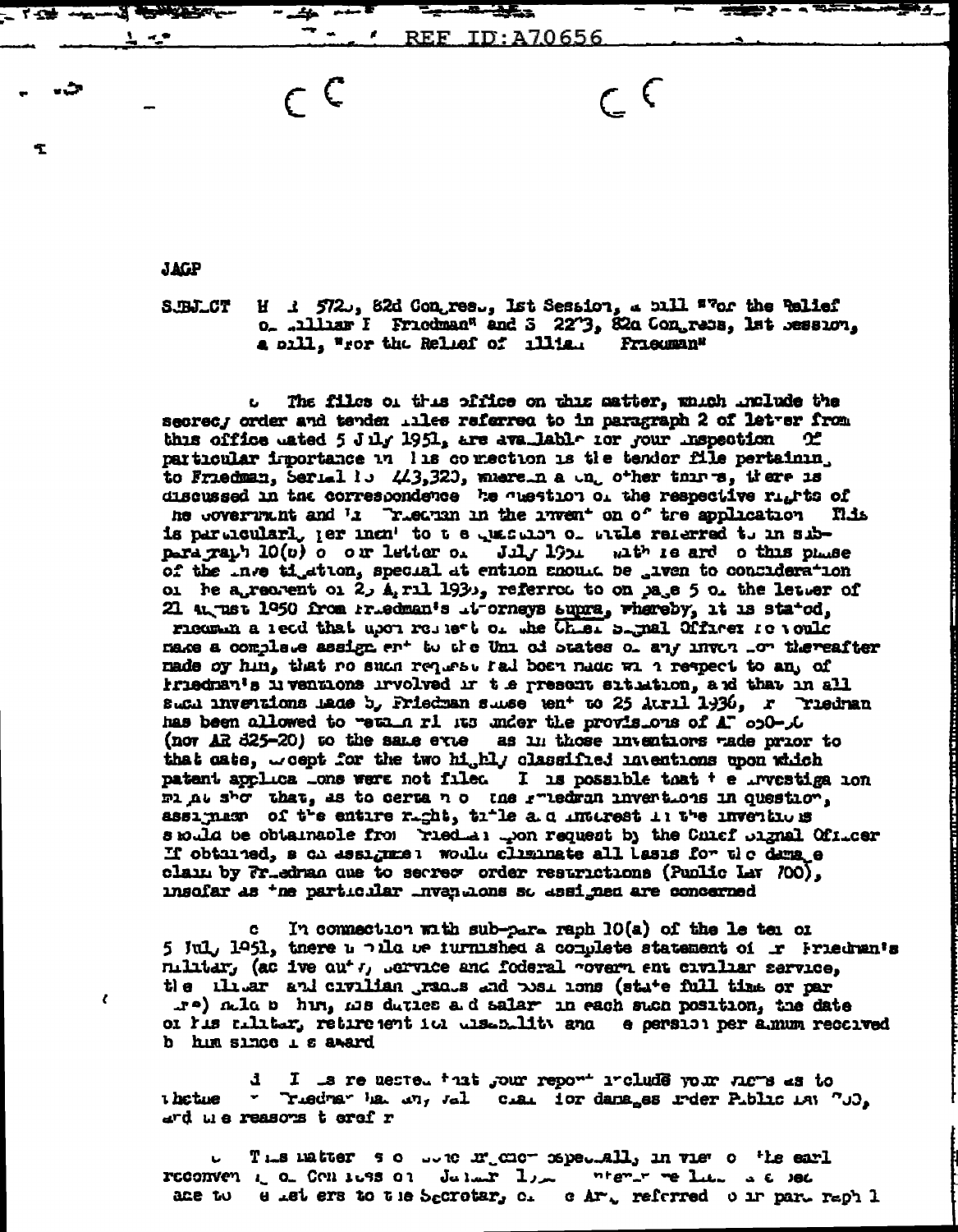REF ID:A70656

JAGP

SUBJECT H R 5720, 82d Congress, 1st Session, a bill "For the Relief of William F Friedman" and S 2273, 82d Congress, 1st Session, a bill, "For the Relief of William Friedman"

b The files of this office on this matter, which include the secrecy order and tender files referred to in paragraph 2 of letter from this office dated 5 July 1951, are available for your inspection Of particular importance in this connection is the tender file pertaining to Friedman, Serial No 443,323, wherein among other things, there is discussed in the correspondence the question of the respective rights of the government and Mr Friedman in the invention of the application This is particularly pertinent to the question of title referred to in subparagraph 10(b) of our letter of July 1951 With regard to this phase of the investigation, special attention should be given to consideration of the agreement of 24 April 1936, referred to on page 5 of the letter of 21 August 1950 from Friedman's attorneys supra, whereby, it is stated, Friedman agreed that upon request of the Chief Signal Officer he would make a complete assignment to the United States of any invention thereafter made by him, that no such request had been made with respect to any of Friedman's inventions involved in the present situation, and that in all such inventions made by Friedman subsequent to 25 April 1936, Mr Friedman has been allowed to retain rights under the provisions of AR 850-50 (now AR 825-20) to the same extent as in those inventions made prior to that date, except for the two highly classified inventions upon which patent applications were not filed It is possible that the investigation might show that, as to certain of the Friedman inventions in question, assignment of the entire right, title and interest in the inventions should be obtainable from Friedman upon request by the Chief Signal Officer If obtained, such assignment would eliminate all basis for the damage claim by Friedman due to secrecy order restrictions (Public Law 700), insofar as the particular inventions so assigned are concerned

c In connection with sub-paragraph 10(a) of the letter of 5 July 1951, there should be furnished a complete statement of Mr Friedman's military (active duty) service and federal government civilian service, the military and civilian grades and positions (state full time or part time) held by him, his duties and salary in each such position, the date of his military retirement for disability and the pension per annum received by him since its award

d It is requested that your report include your views as to whether Mr Friedman has any valid claim for damages under Public Law 700, and the reasons therefor

e This matter is one of urgency especially in view of the early reconvening of Congress on January 1952 reference to the letters to the Secretary of the Army referred to in paragraph 1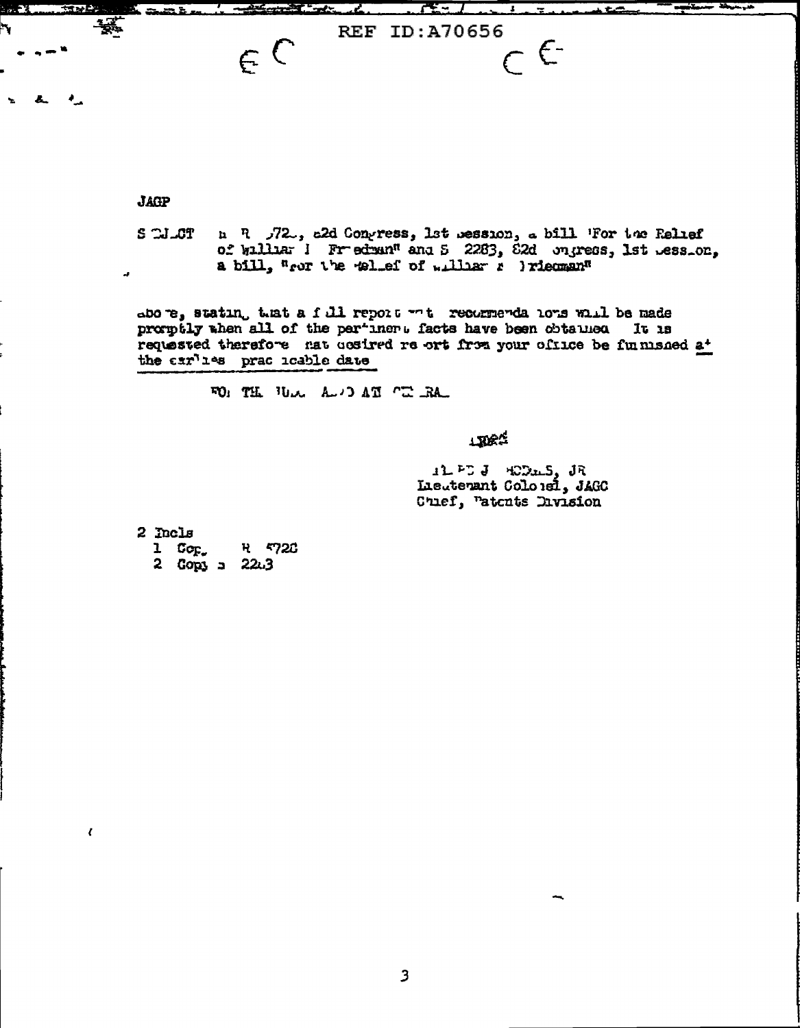JAGP

S CJ_CT h R 72_, 82d Congress, 1st Session, a bill 'For the Relief of William F Friedman" and S 2283, 82d Congress, 1st Session, a bill, "For the Relief of William F Friedman"

above, stating that a full report and recommendations will be made promptly when all of the pertinent facts have been obtained It is requested therefore that desired report from your office be furnished at the earliest practicable date

FOR THE JUDGE ADVOCATE GENERAL

1L PD J HODGES, JR
Lieutenant Colonel, JAGC
Chief, Patents Division

2 Incls
1 Copy H 5720
2 Copy S 2283